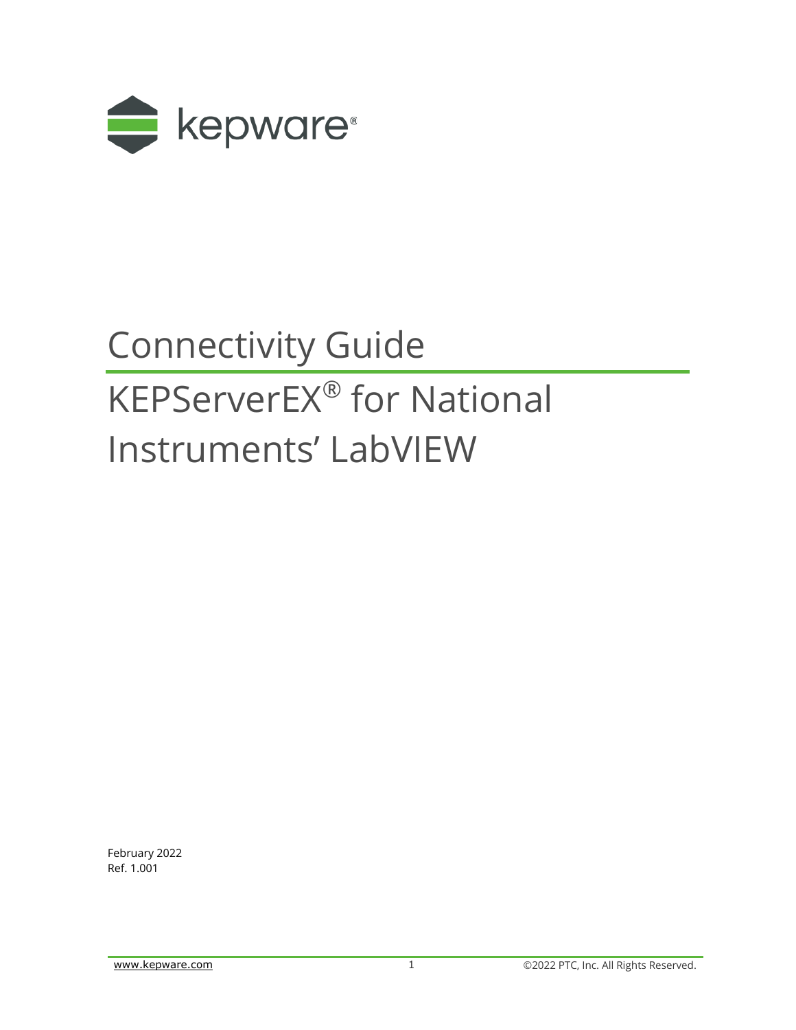# Connectivity Guide

# KEPServerEX® for National Instruments' LabVIEW

February 2022
Ref. 1.001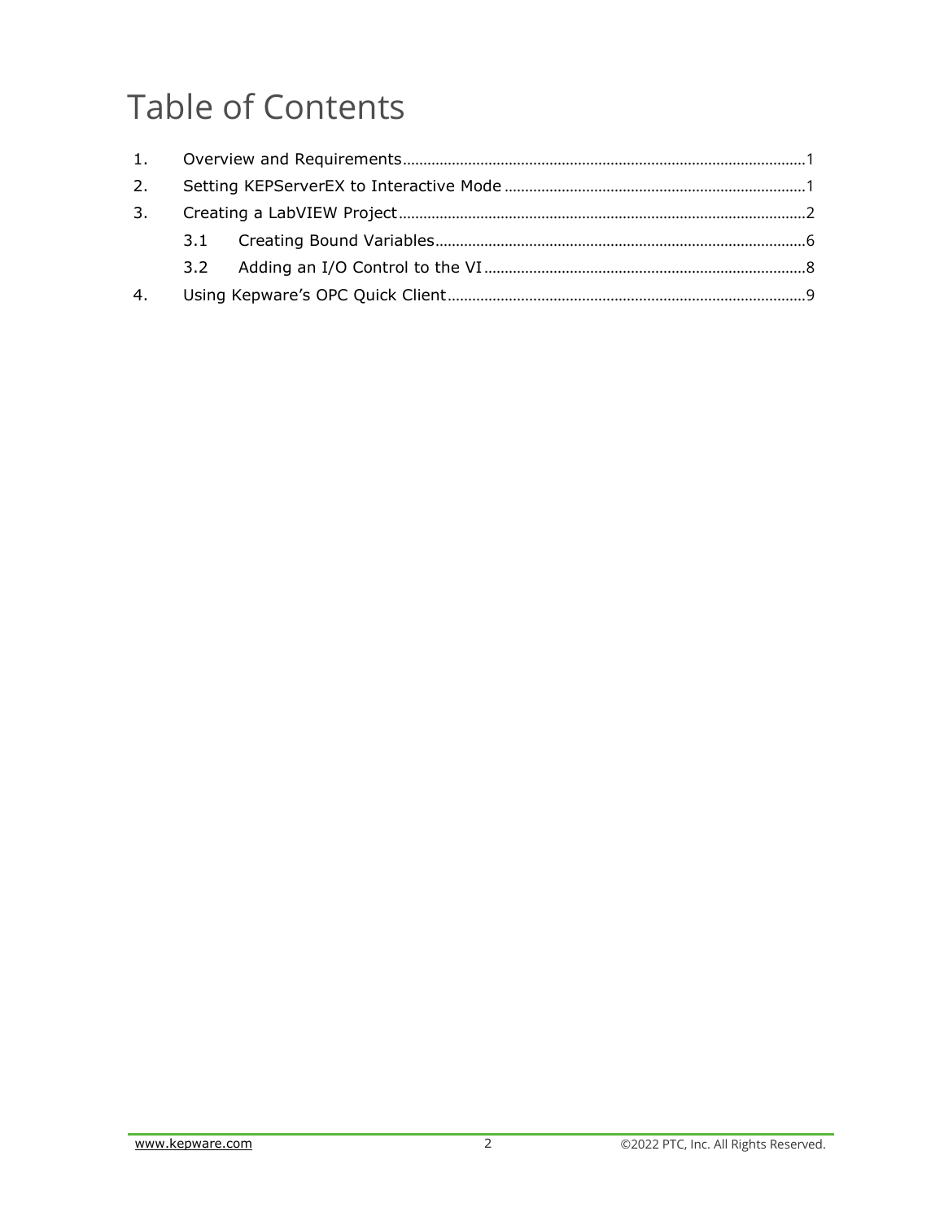# Table of Contents

1. Overview and Requirements .......... 1
2. Setting KEPServerEX to Interactive Mode .......... 1
3. Creating a LabVIEW Project .......... 2
   - 3.1 Creating Bound Variables .......... 6
   - 3.2 Adding an I/O Control to the VI .......... 8
4. Using Kepware's OPC Quick Client .......... 9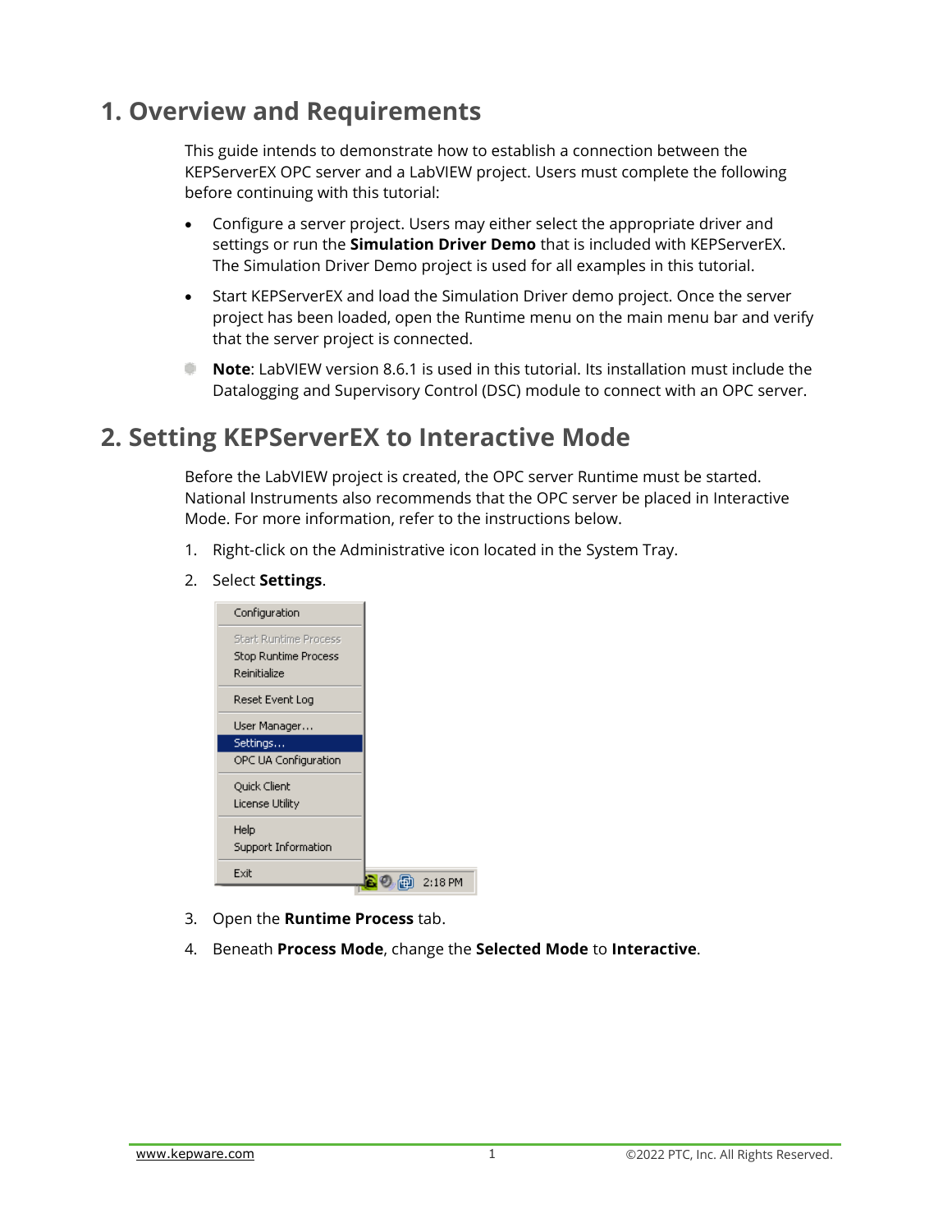# 1. Overview and Requirements

This guide intends to demonstrate how to establish a connection between the KEPServerEX OPC server and a LabVIEW project. Users must complete the following before continuing with this tutorial:

- Configure a server project. Users may either select the appropriate driver and settings or run the **Simulation Driver Demo** that is included with KEPServerEX. The Simulation Driver Demo project is used for all examples in this tutorial.
- Start KEPServerEX and load the Simulation Driver demo project. Once the server project has been loaded, open the Runtime menu on the main menu bar and verify that the server project is connected.

**Note**: LabVIEW version 8.6.1 is used in this tutorial. Its installation must include the Datalogging and Supervisory Control (DSC) module to connect with an OPC server.

# 2. Setting KEPServerEX to Interactive Mode

Before the LabVIEW project is created, the OPC server Runtime must be started. National Instruments also recommends that the OPC server be placed in Interactive Mode. For more information, refer to the instructions below.

1. Right-click on the Administrative icon located in the System Tray.
2. Select **Settings**.
3. Open the **Runtime Process** tab.
4. Beneath **Process Mode**, change the **Selected Mode** to **Interactive**.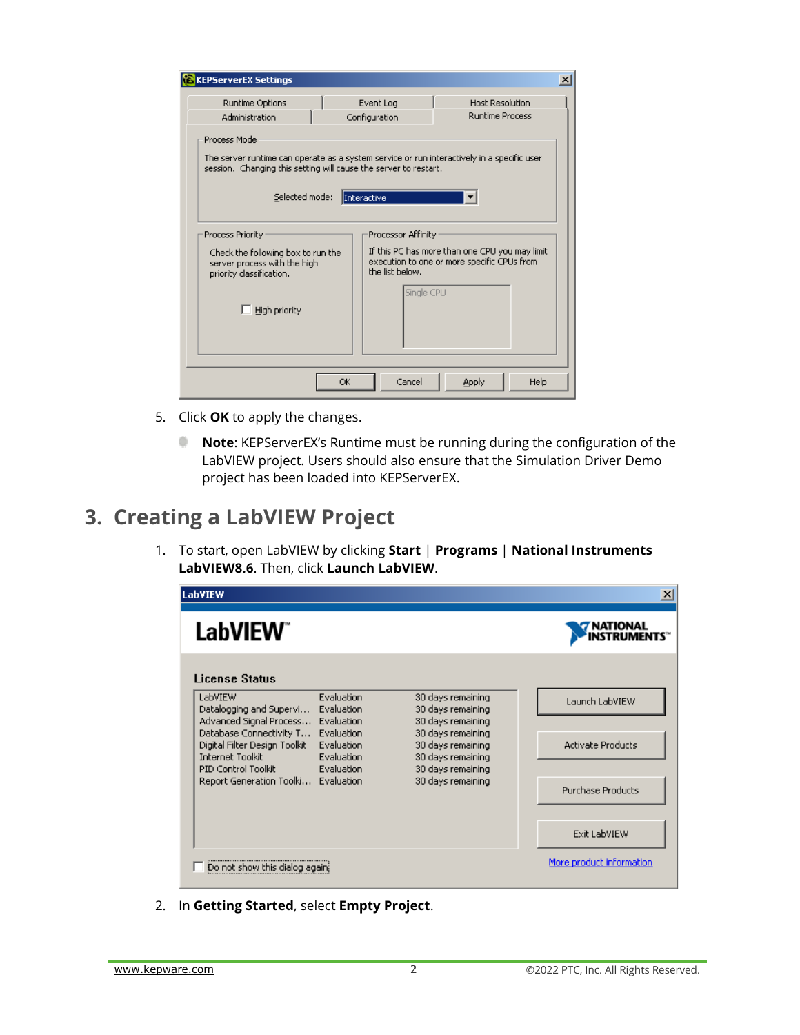5. Click **OK** to apply the changes.

   - **Note**: KEPServerEX's Runtime must be running during the configuration of the LabVIEW project. Users should also ensure that the Simulation Driver Demo project has been loaded into KEPServerEX.

## 3. Creating a LabVIEW Project

1. To start, open LabVIEW by clicking **Start** | **Programs** | **National Instruments LabVIEW8.6**. Then, click **Launch LabVIEW**.

2. In **Getting Started**, select **Empty Project**.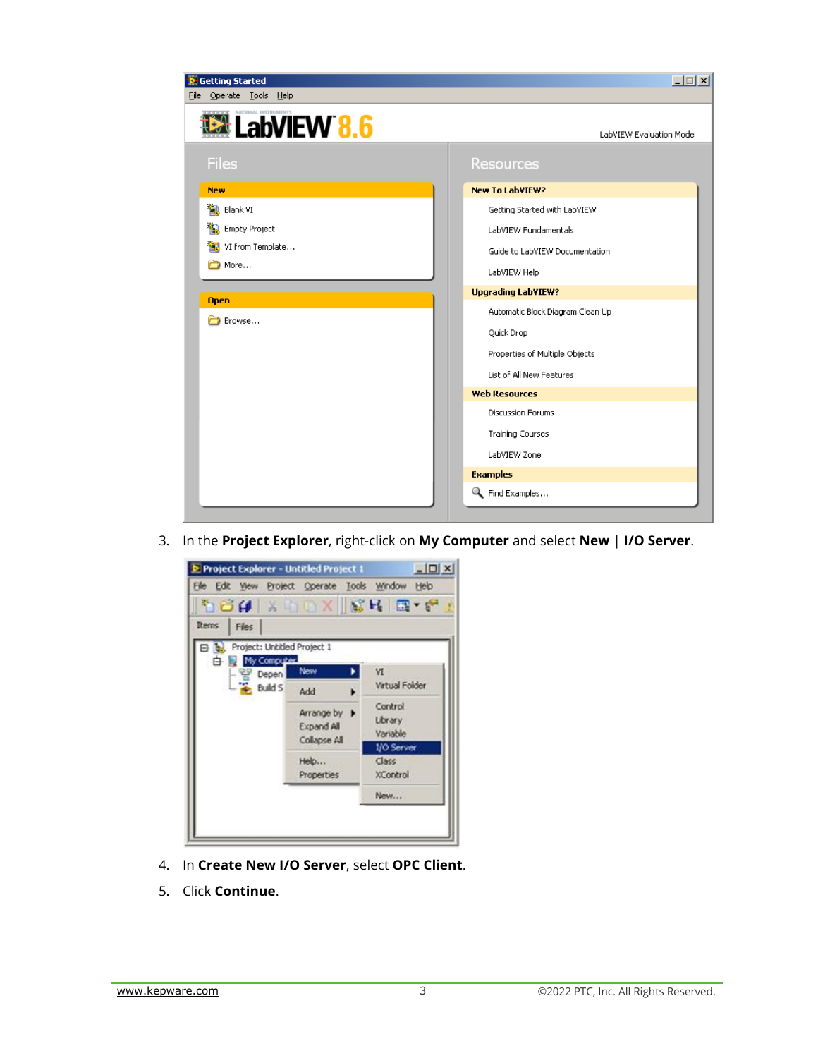3. In the **Project Explorer**, right-click on **My Computer** and select **New** | **I/O Server**.

4. In **Create New I/O Server**, select **OPC Client**.
5. Click **Continue**.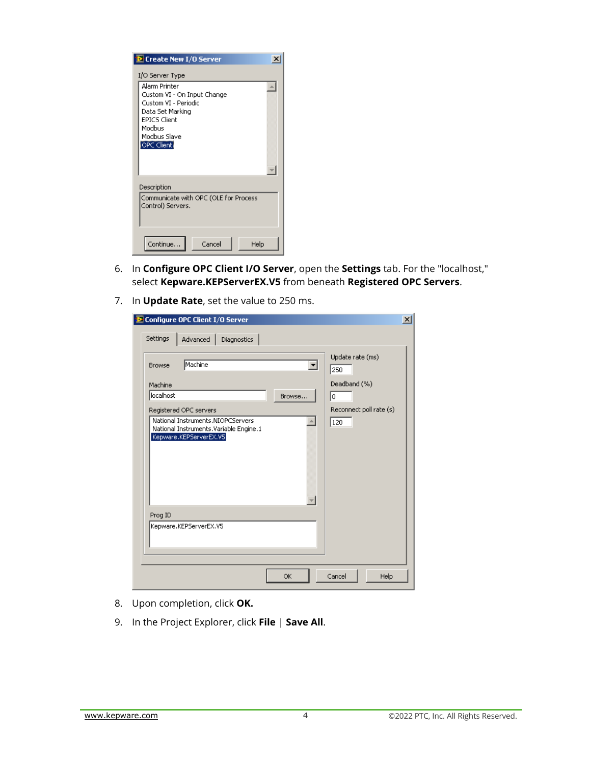6. In **Configure OPC Client I/O Server**, open the **Settings** tab. For the "localhost," select **Kepware.KEPServerEX.V5** from beneath **Registered OPC Servers**.
7. In **Update Rate**, set the value to 250 ms.
8. Upon completion, click **OK.**
9. In the Project Explorer, click **File** | **Save All**.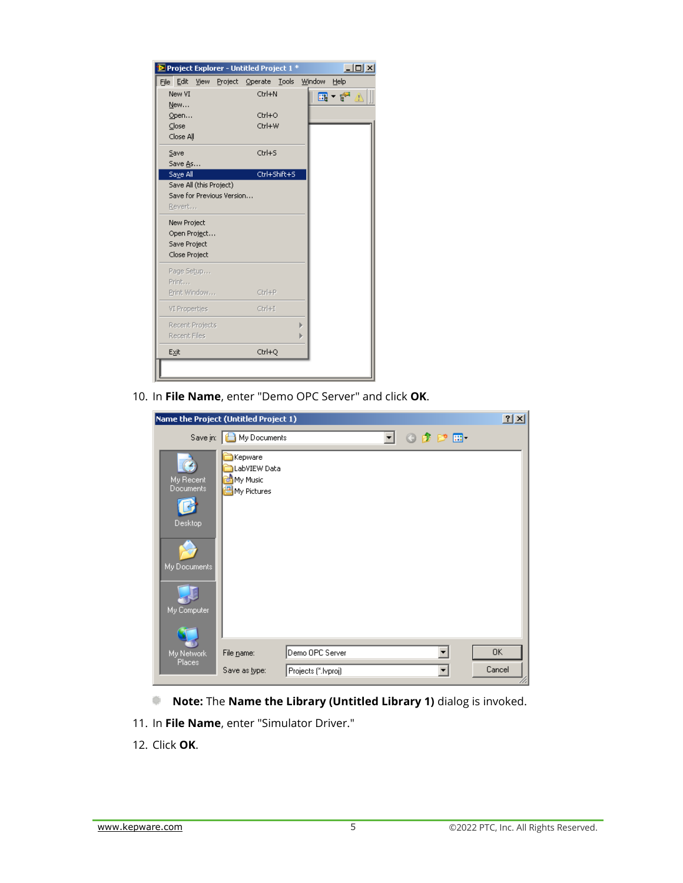10. In **File Name**, enter "Demo OPC Server" and click **OK**.

- **Note:** The **Name the Library (Untitled Library 1)** dialog is invoked.

11. In **File Name**, enter "Simulator Driver."
12. Click **OK**.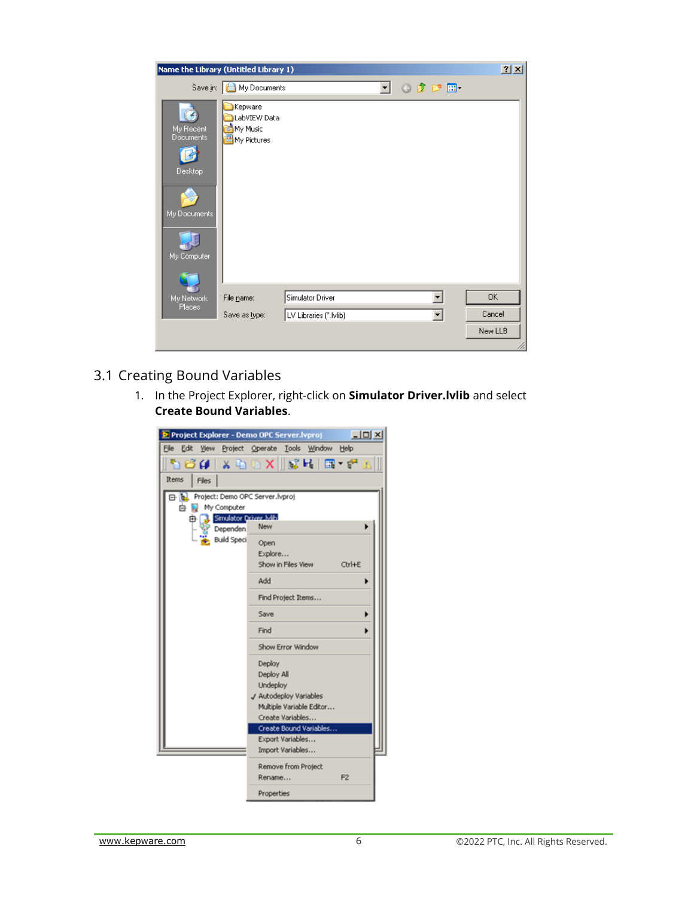## 3.1 Creating Bound Variables

1. In the Project Explorer, right-click on **Simulator Driver.lvlib** and select **Create Bound Variables**.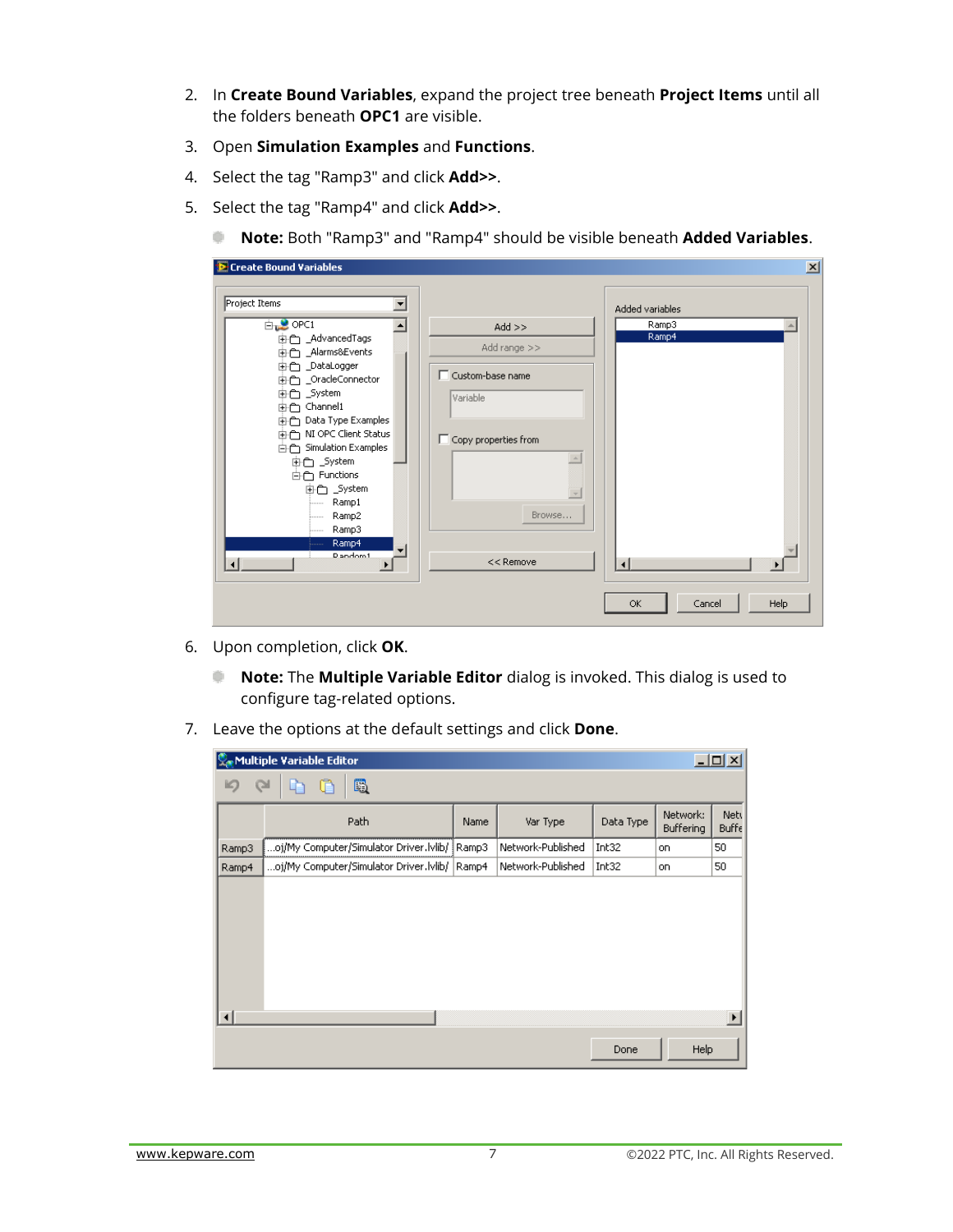2. In **Create Bound Variables**, expand the project tree beneath **Project Items** until all the folders beneath **OPC1** are visible.
3. Open **Simulation Examples** and **Functions**.
4. Select the tag "Ramp3" and click **Add>>**.
5. Select the tag "Ramp4" and click **Add>>**.
   - **Note:** Both "Ramp3" and "Ramp4" should be visible beneath **Added Variables**.
6. Upon completion, click **OK**.
   - **Note:** The **Multiple Variable Editor** dialog is invoked. This dialog is used to configure tag-related options.
7. Leave the options at the default settings and click **Done**.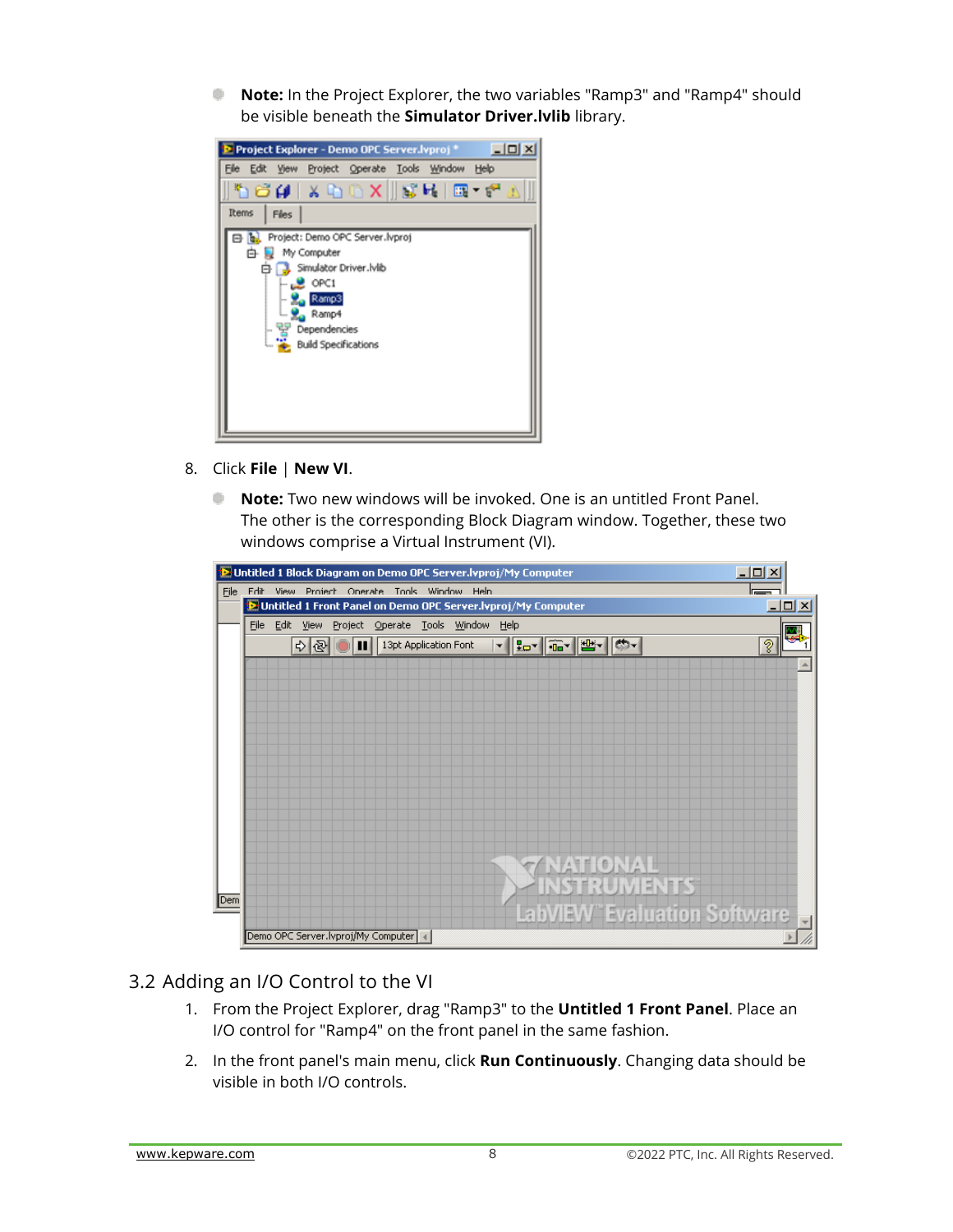- **Note:** In the Project Explorer, the two variables "Ramp3" and "Ramp4" should be visible beneath the **Simulator Driver.lvlib** library.

8. Click **File** | **New VI**.

   - **Note:** Two new windows will be invoked. One is an untitled Front Panel. The other is the corresponding Block Diagram window. Together, these two windows comprise a Virtual Instrument (VI).

## 3.2 Adding an I/O Control to the VI

1. From the Project Explorer, drag "Ramp3" to the **Untitled 1 Front Panel**. Place an I/O control for "Ramp4" on the front panel in the same fashion.
2. In the front panel's main menu, click **Run Continuously**. Changing data should be visible in both I/O controls.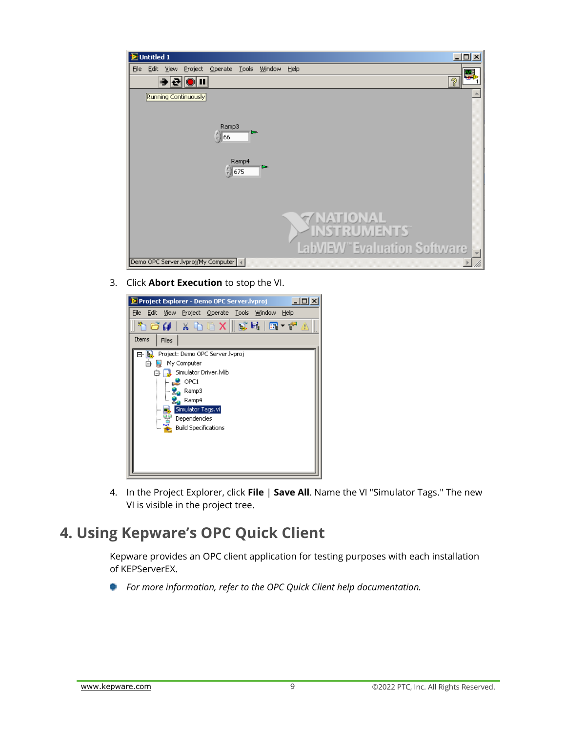3. Click **Abort Execution** to stop the VI.

4. In the Project Explorer, click **File** | **Save All**. Name the VI "Simulator Tags." The new VI is visible in the project tree.

# 4. Using Kepware's OPC Quick Client

Kepware provides an OPC client application for testing purposes with each installation of KEPServerEX.

- *For more information, refer to the OPC Quick Client help documentation.*